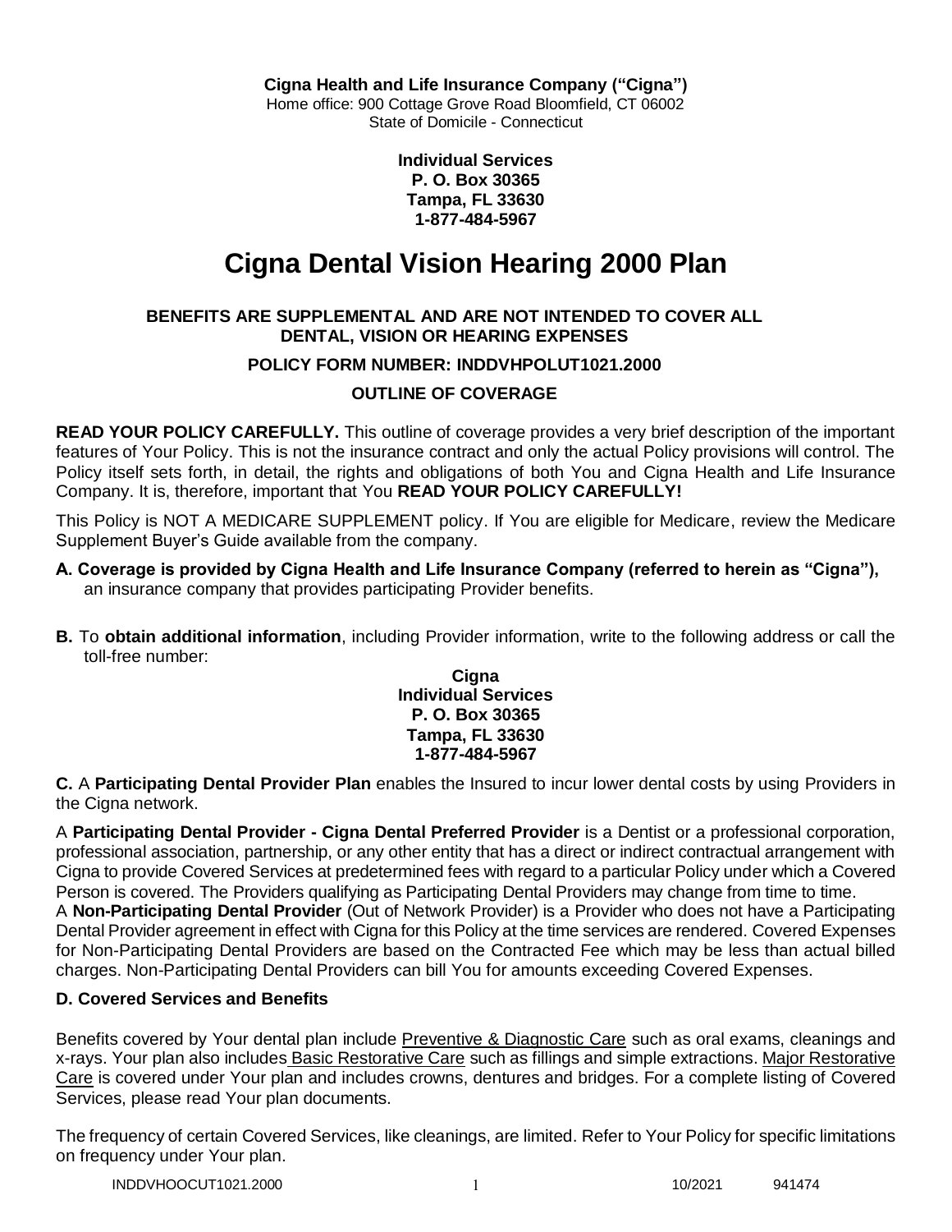**Cigna Health and Life Insurance Company ("Cigna")**
Home office: 900 Cottage Grove Road Bloomfield, CT 06002
State of Domicile - Connecticut

**Individual Services**
**P. O. Box 30365**
**Tampa, FL 33630**
**1-877-484-5967**

# Cigna Dental Vision Hearing 2000 Plan

**BENEFITS ARE SUPPLEMENTAL AND ARE NOT INTENDED TO COVER ALL DENTAL, VISION OR HEARING EXPENSES**

**POLICY FORM NUMBER: INDDVHPOLUT1021.2000**

**OUTLINE OF COVERAGE**

**READ YOUR POLICY CAREFULLY.** This outline of coverage provides a very brief description of the important features of Your Policy. This is not the insurance contract and only the actual Policy provisions will control. The Policy itself sets forth, in detail, the rights and obligations of both You and Cigna Health and Life Insurance Company. It is, therefore, important that You **READ YOUR POLICY CAREFULLY!**

This Policy is NOT A MEDICARE SUPPLEMENT policy. If You are eligible for Medicare, review the Medicare Supplement Buyer's Guide available from the company.

**A. Coverage is provided by Cigna Health and Life Insurance Company (referred to herein as "Cigna"),** an insurance company that provides participating Provider benefits.

**B.** To **obtain additional information**, including Provider information, write to the following address or call the toll-free number:

**Cigna**
**Individual Services**
**P. O. Box 30365**
**Tampa, FL 33630**
**1-877-484-5967**

**C.** A **Participating Dental Provider Plan** enables the Insured to incur lower dental costs by using Providers in the Cigna network.

A **Participating Dental Provider - Cigna Dental Preferred Provider** is a Dentist or a professional corporation, professional association, partnership, or any other entity that has a direct or indirect contractual arrangement with Cigna to provide Covered Services at predetermined fees with regard to a particular Policy under which a Covered Person is covered. The Providers qualifying as Participating Dental Providers may change from time to time.

A **Non-Participating Dental Provider** (Out of Network Provider) is a Provider who does not have a Participating Dental Provider agreement in effect with Cigna for this Policy at the time services are rendered. Covered Expenses for Non-Participating Dental Providers are based on the Contracted Fee which may be less than actual billed charges. Non-Participating Dental Providers can bill You for amounts exceeding Covered Expenses.

**D. Covered Services and Benefits**

Benefits covered by Your dental plan include Preventive & Diagnostic Care such as oral exams, cleanings and x-rays. Your plan also includes Basic Restorative Care such as fillings and simple extractions. Major Restorative Care is covered under Your plan and includes crowns, dentures and bridges. For a complete listing of Covered Services, please read Your plan documents.

The frequency of certain Covered Services, like cleanings, are limited. Refer to Your Policy for specific limitations on frequency under Your plan.

INDDVHOOCUT1021.2000 10/2021 941474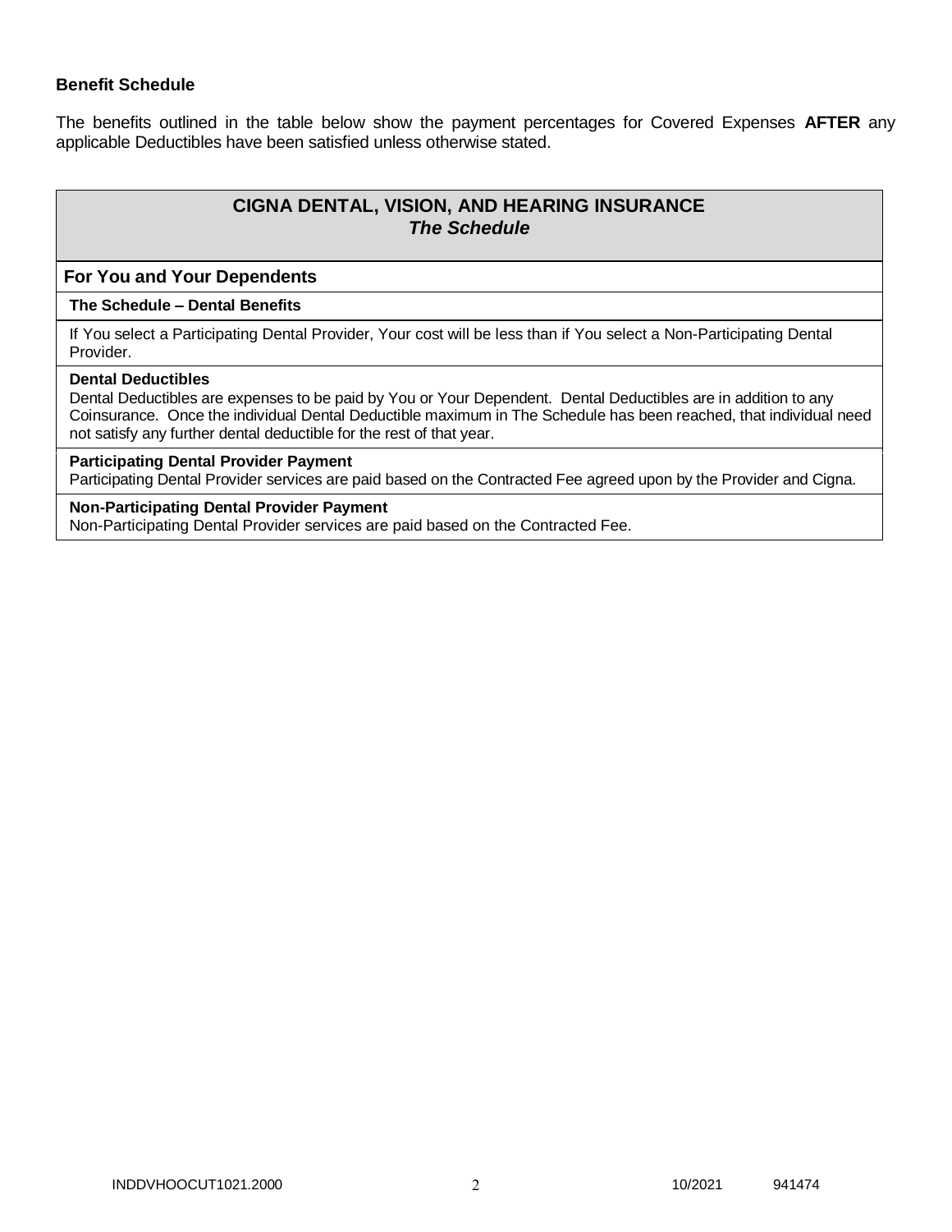### Benefit Schedule

The benefits outlined in the table below show the payment percentages for Covered Expenses **AFTER** any applicable Deductibles have been satisfied unless otherwise stated.

## CIGNA DENTAL, VISION, AND HEARING INSURANCE
### *The Schedule*

### For You and Your Dependents

**The Schedule – Dental Benefits**

If You select a Participating Dental Provider, Your cost will be less than if You select a Non-Participating Dental Provider.

**Dental Deductibles**
Dental Deductibles are expenses to be paid by You or Your Dependent. Dental Deductibles are in addition to any Coinsurance. Once the individual Dental Deductible maximum in The Schedule has been reached, that individual need not satisfy any further dental deductible for the rest of that year.

**Participating Dental Provider Payment**
Participating Dental Provider services are paid based on the Contracted Fee agreed upon by the Provider and Cigna.

**Non-Participating Dental Provider Payment**
Non-Participating Dental Provider services are paid based on the Contracted Fee.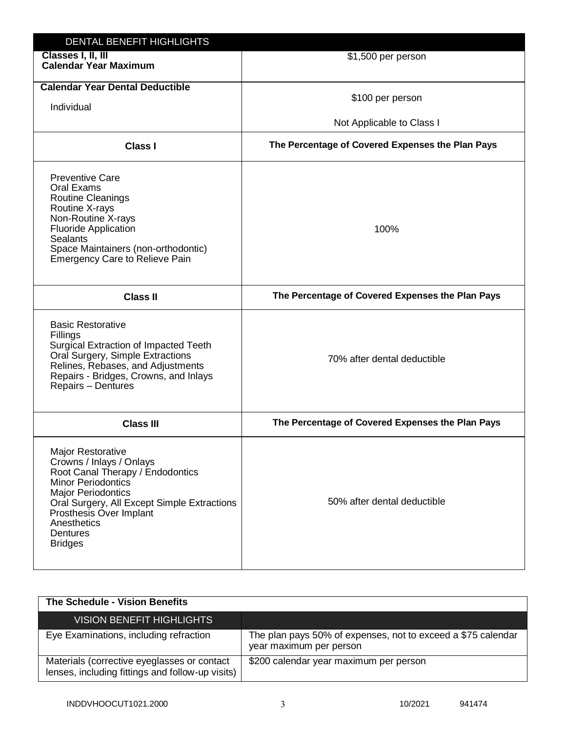| DENTAL BENEFIT HIGHLIGHTS | |
|---|---|
| **Classes I, II, III Calendar Year Maximum** | $1,500 per person |
| **Calendar Year Dental Deductible**<br>Individual | $100 per person<br>Not Applicable to Class I |
| **Class I** | **The Percentage of Covered Expenses the Plan Pays** |
| Preventive Care<br>Oral Exams<br>Routine Cleanings<br>Routine X-rays<br>Non-Routine X-rays<br>Fluoride Application<br>Sealants<br>Space Maintainers (non-orthodontic)<br>Emergency Care to Relieve Pain | 100% |
| **Class II** | **The Percentage of Covered Expenses the Plan Pays** |
| Basic Restorative<br>Fillings<br>Surgical Extraction of Impacted Teeth<br>Oral Surgery, Simple Extractions<br>Relines, Rebases, and Adjustments<br>Repairs - Bridges, Crowns, and Inlays<br>Repairs – Dentures | 70% after dental deductible |
| **Class III** | **The Percentage of Covered Expenses the Plan Pays** |
| Major Restorative<br>Crowns / Inlays / Onlays<br>Root Canal Therapy / Endodontics<br>Minor Periodontics<br>Major Periodontics<br>Oral Surgery, All Except Simple Extractions<br>Prosthesis Over Implant<br>Anesthetics<br>Dentures<br>Bridges | 50% after dental deductible |

**The Schedule - Vision Benefits**

| VISION BENEFIT HIGHLIGHTS | |
|---|---|
| Eye Examinations, including refraction | The plan pays 50% of expenses, not to exceed a $75 calendar year maximum per person |
| Materials (corrective eyeglasses or contact lenses, including fittings and follow-up visits) | $200 calendar year maximum per person |

INDDVHOOCUT1021.2000 10/2021 941474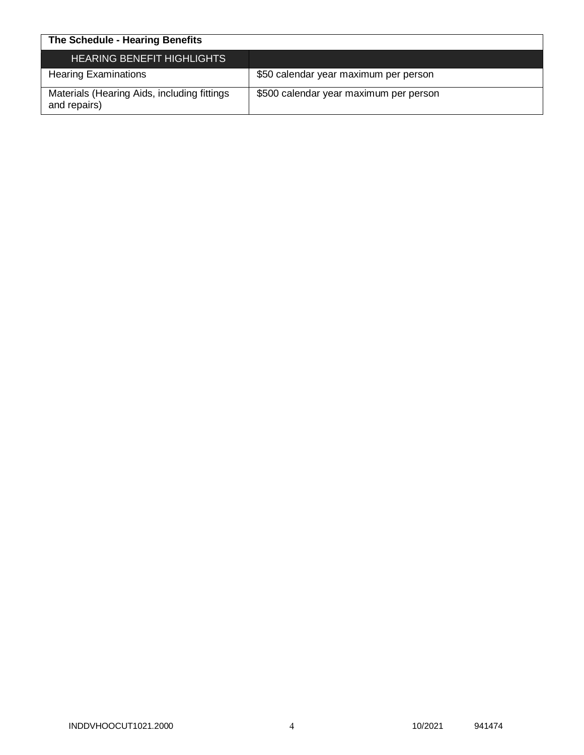**The Schedule - Hearing Benefits**

| HEARING BENEFIT HIGHLIGHTS | |
|---|---|
| Hearing Examinations | $50 calendar year maximum per person |
| Materials (Hearing Aids, including fittings and repairs) | $500 calendar year maximum per person |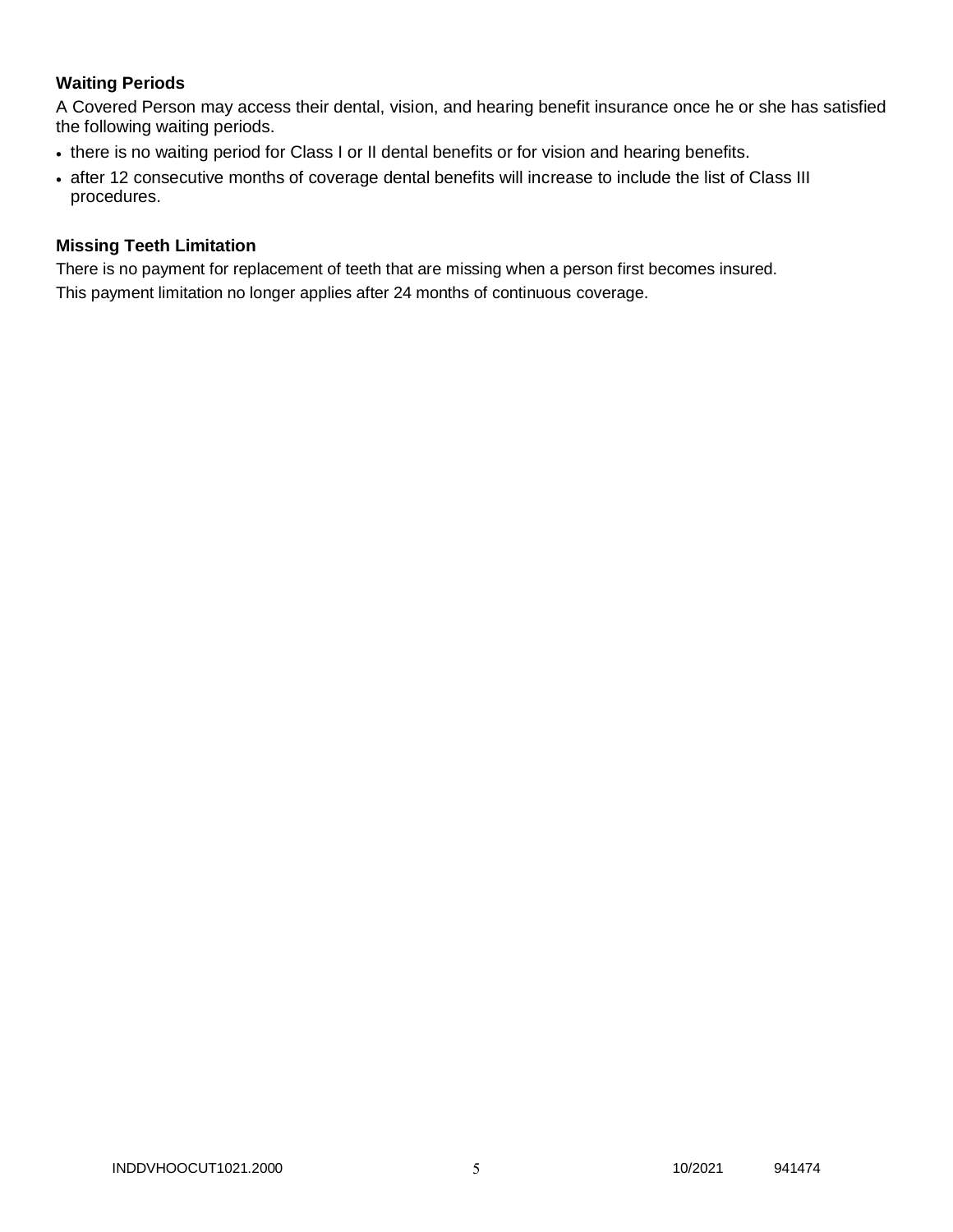### Waiting Periods

A Covered Person may access their dental, vision, and hearing benefit insurance once he or she has satisfied the following waiting periods.

- there is no waiting period for Class I or II dental benefits or for vision and hearing benefits.
- after 12 consecutive months of coverage dental benefits will increase to include the list of Class III procedures.

### Missing Teeth Limitation

There is no payment for replacement of teeth that are missing when a person first becomes insured.

This payment limitation no longer applies after 24 months of continuous coverage.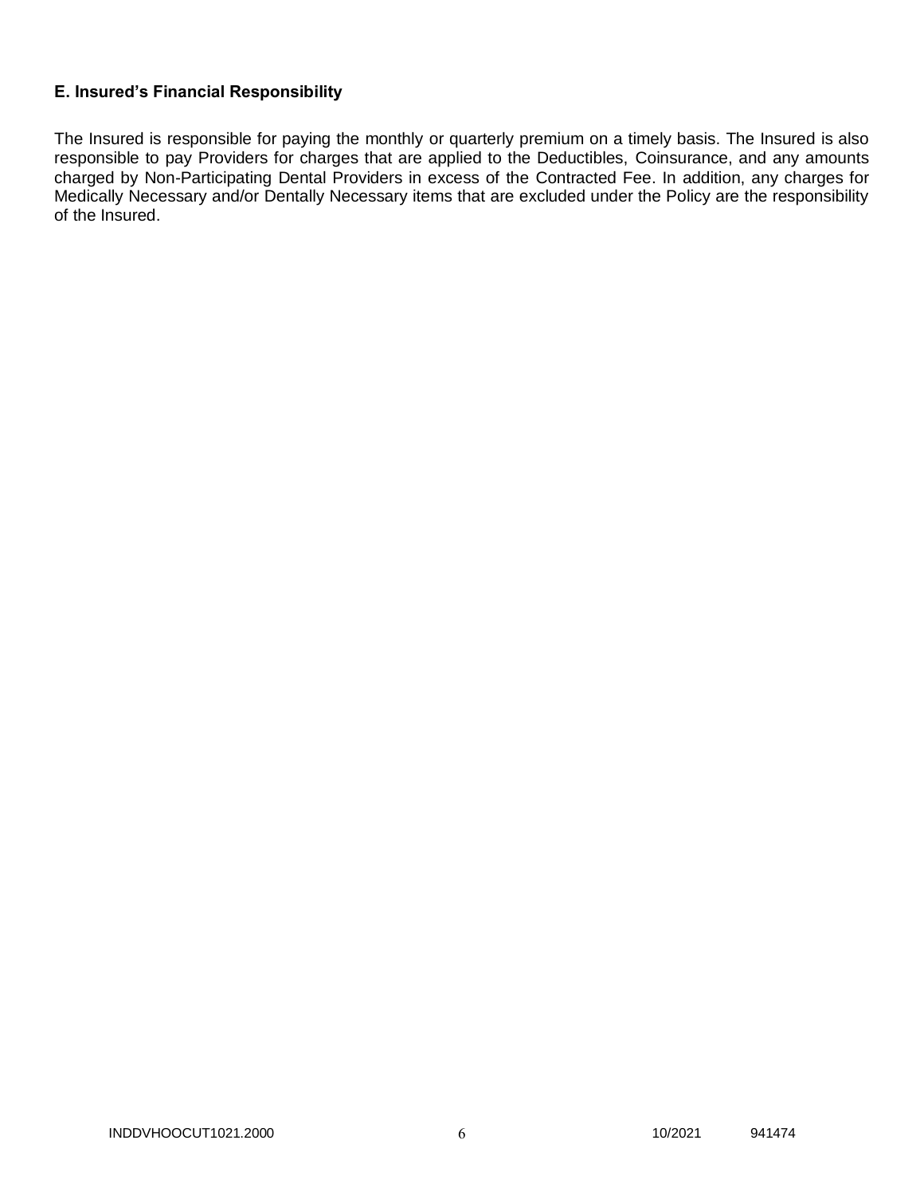### E. Insured's Financial Responsibility

The Insured is responsible for paying the monthly or quarterly premium on a timely basis. The Insured is also responsible to pay Providers for charges that are applied to the Deductibles, Coinsurance, and any amounts charged by Non-Participating Dental Providers in excess of the Contracted Fee. In addition, any charges for Medically Necessary and/or Dentally Necessary items that are excluded under the Policy are the responsibility of the Insured.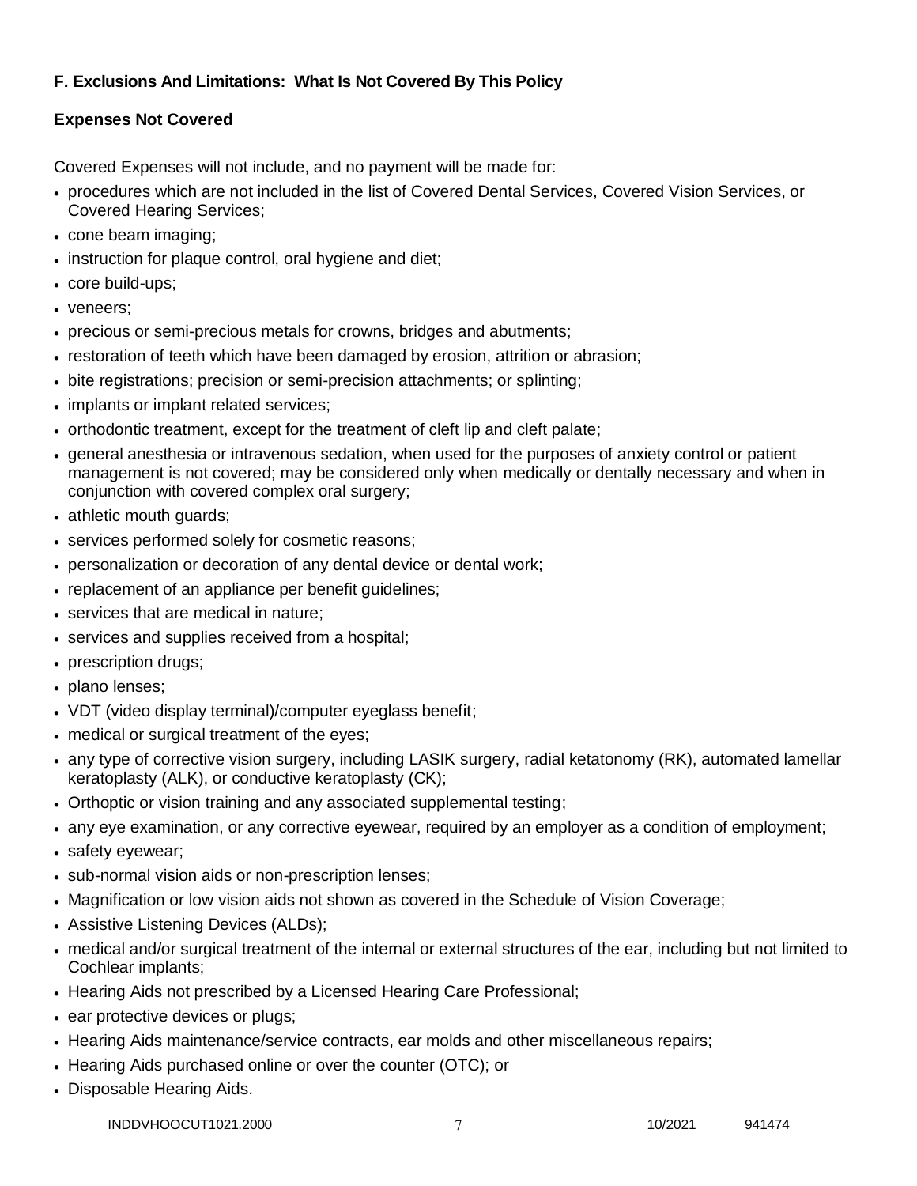**F. Exclusions And Limitations: What Is Not Covered By This Policy**

**Expenses Not Covered**

Covered Expenses will not include, and no payment will be made for:

- procedures which are not included in the list of Covered Dental Services, Covered Vision Services, or Covered Hearing Services;
- cone beam imaging;
- instruction for plaque control, oral hygiene and diet;
- core build-ups;
- veneers;
- precious or semi-precious metals for crowns, bridges and abutments;
- restoration of teeth which have been damaged by erosion, attrition or abrasion;
- bite registrations; precision or semi-precision attachments; or splinting;
- implants or implant related services;
- orthodontic treatment, except for the treatment of cleft lip and cleft palate;
- general anesthesia or intravenous sedation, when used for the purposes of anxiety control or patient management is not covered; may be considered only when medically or dentally necessary and when in conjunction with covered complex oral surgery;
- athletic mouth guards;
- services performed solely for cosmetic reasons;
- personalization or decoration of any dental device or dental work;
- replacement of an appliance per benefit guidelines;
- services that are medical in nature;
- services and supplies received from a hospital;
- prescription drugs;
- plano lenses;
- VDT (video display terminal)/computer eyeglass benefit;
- medical or surgical treatment of the eyes;
- any type of corrective vision surgery, including LASIK surgery, radial ketatonomy (RK), automated lamellar keratoplasty (ALK), or conductive keratoplasty (CK);
- Orthoptic or vision training and any associated supplemental testing;
- any eye examination, or any corrective eyewear, required by an employer as a condition of employment;
- safety eyewear;
- sub-normal vision aids or non-prescription lenses;
- Magnification or low vision aids not shown as covered in the Schedule of Vision Coverage;
- Assistive Listening Devices (ALDs);
- medical and/or surgical treatment of the internal or external structures of the ear, including but not limited to Cochlear implants;
- Hearing Aids not prescribed by a Licensed Hearing Care Professional;
- ear protective devices or plugs;
- Hearing Aids maintenance/service contracts, ear molds and other miscellaneous repairs;
- Hearing Aids purchased online or over the counter (OTC); or
- Disposable Hearing Aids.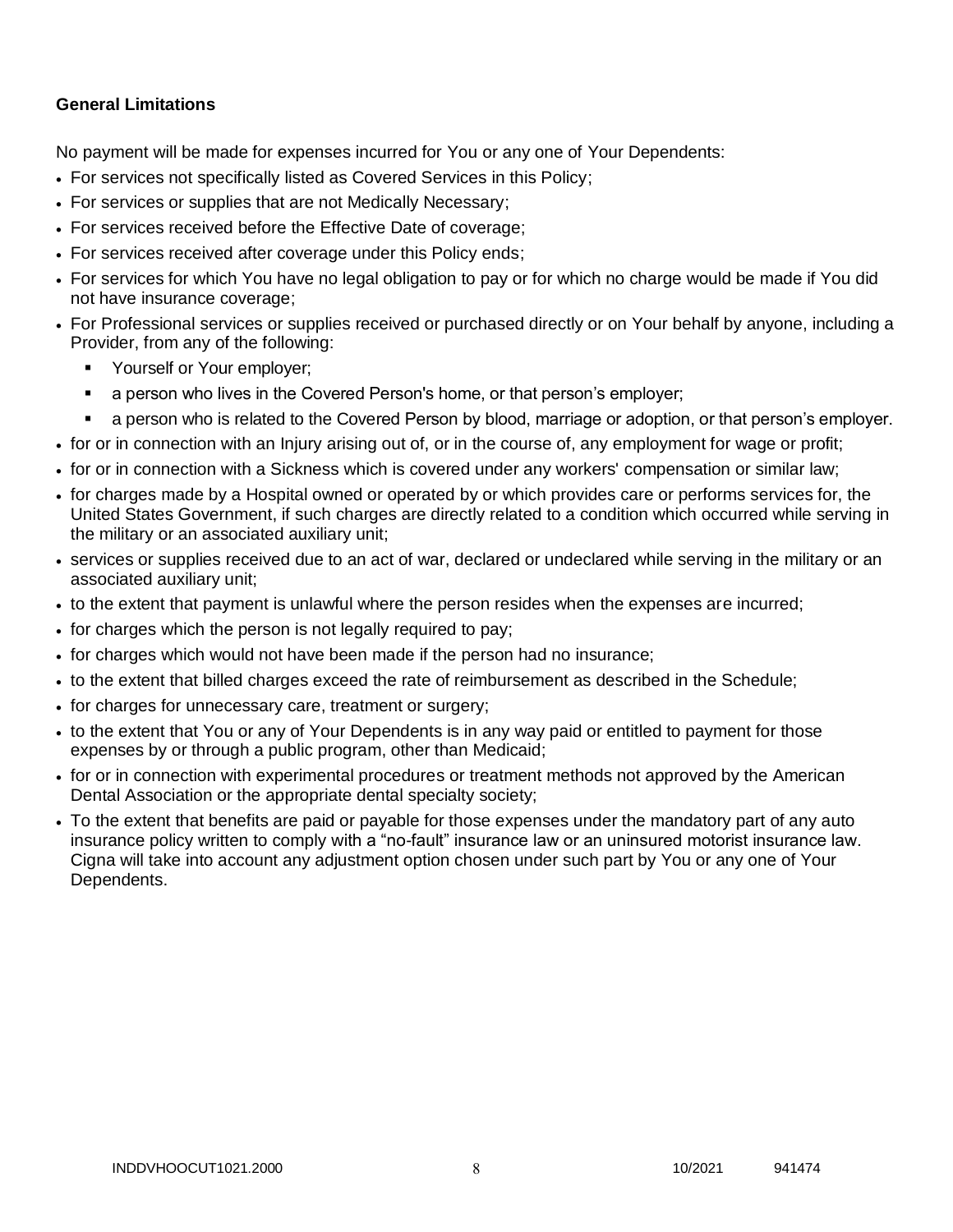**General Limitations**

No payment will be made for expenses incurred for You or any one of Your Dependents:

- For services not specifically listed as Covered Services in this Policy;
- For services or supplies that are not Medically Necessary;
- For services received before the Effective Date of coverage;
- For services received after coverage under this Policy ends;
- For services for which You have no legal obligation to pay or for which no charge would be made if You did not have insurance coverage;
- For Professional services or supplies received or purchased directly or on Your behalf by anyone, including a Provider, from any of the following:
  - Yourself or Your employer;
  - a person who lives in the Covered Person's home, or that person's employer;
  - a person who is related to the Covered Person by blood, marriage or adoption, or that person's employer.
- for or in connection with an Injury arising out of, or in the course of, any employment for wage or profit;
- for or in connection with a Sickness which is covered under any workers' compensation or similar law;
- for charges made by a Hospital owned or operated by or which provides care or performs services for, the United States Government, if such charges are directly related to a condition which occurred while serving in the military or an associated auxiliary unit;
- services or supplies received due to an act of war, declared or undeclared while serving in the military or an associated auxiliary unit;
- to the extent that payment is unlawful where the person resides when the expenses are incurred;
- for charges which the person is not legally required to pay;
- for charges which would not have been made if the person had no insurance;
- to the extent that billed charges exceed the rate of reimbursement as described in the Schedule;
- for charges for unnecessary care, treatment or surgery;
- to the extent that You or any of Your Dependents is in any way paid or entitled to payment for those expenses by or through a public program, other than Medicaid;
- for or in connection with experimental procedures or treatment methods not approved by the American Dental Association or the appropriate dental specialty society;
- To the extent that benefits are paid or payable for those expenses under the mandatory part of any auto insurance policy written to comply with a "no-fault" insurance law or an uninsured motorist insurance law. Cigna will take into account any adjustment option chosen under such part by You or any one of Your Dependents.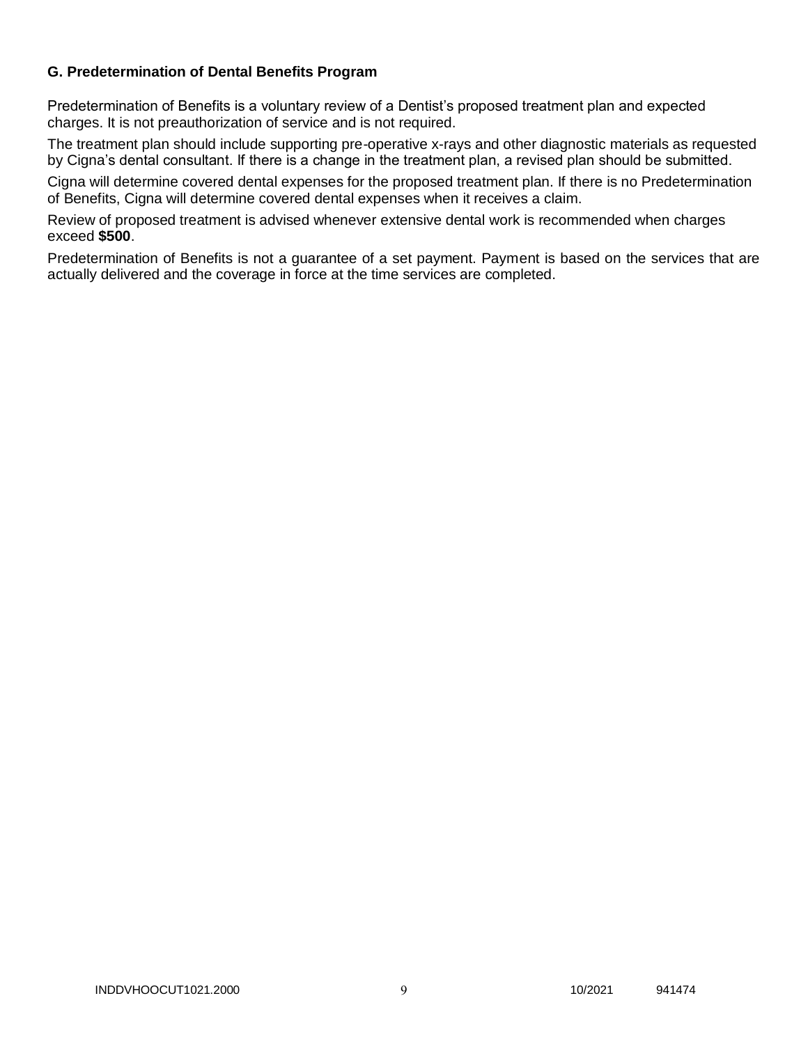### G. Predetermination of Dental Benefits Program

Predetermination of Benefits is a voluntary review of a Dentist's proposed treatment plan and expected charges. It is not preauthorization of service and is not required.

The treatment plan should include supporting pre-operative x-rays and other diagnostic materials as requested by Cigna's dental consultant. If there is a change in the treatment plan, a revised plan should be submitted.

Cigna will determine covered dental expenses for the proposed treatment plan. If there is no Predetermination of Benefits, Cigna will determine covered dental expenses when it receives a claim.

Review of proposed treatment is advised whenever extensive dental work is recommended when charges exceed **$500**.

Predetermination of Benefits is not a guarantee of a set payment. Payment is based on the services that are actually delivered and the coverage in force at the time services are completed.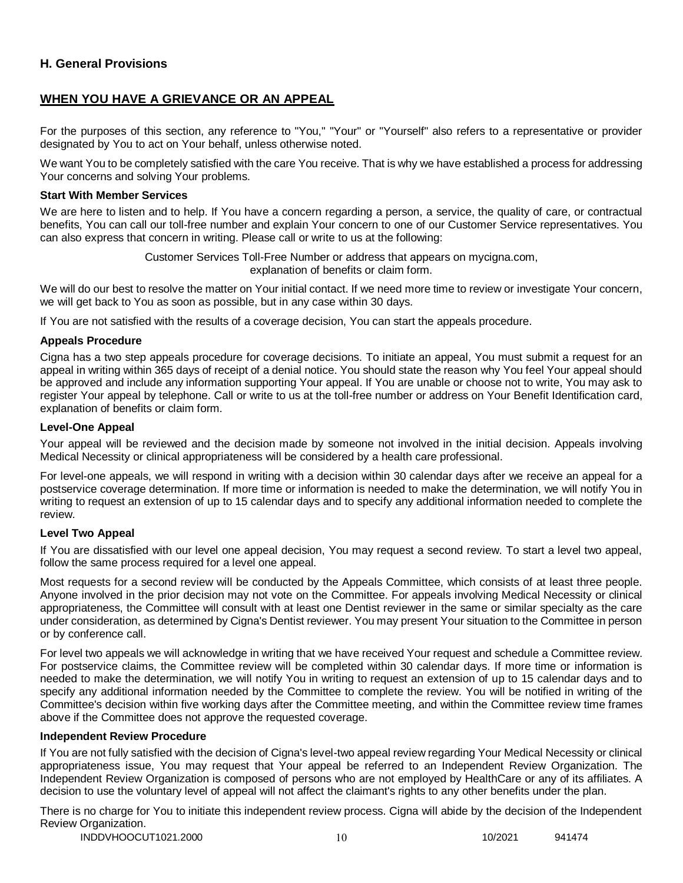## H. General Provisions

## WHEN YOU HAVE A GRIEVANCE OR AN APPEAL

For the purposes of this section, any reference to "You," "Your" or "Yourself" also refers to a representative or provider designated by You to act on Your behalf, unless otherwise noted.

We want You to be completely satisfied with the care You receive. That is why we have established a process for addressing Your concerns and solving Your problems.

### Start With Member Services

We are here to listen and to help. If You have a concern regarding a person, a service, the quality of care, or contractual benefits, You can call our toll-free number and explain Your concern to one of our Customer Service representatives. You can also express that concern in writing. Please call or write to us at the following:

Customer Services Toll-Free Number or address that appears on mycigna.com, explanation of benefits or claim form.

We will do our best to resolve the matter on Your initial contact. If we need more time to review or investigate Your concern, we will get back to You as soon as possible, but in any case within 30 days.

If You are not satisfied with the results of a coverage decision, You can start the appeals procedure.

### Appeals Procedure

Cigna has a two step appeals procedure for coverage decisions. To initiate an appeal, You must submit a request for an appeal in writing within 365 days of receipt of a denial notice. You should state the reason why You feel Your appeal should be approved and include any information supporting Your appeal. If You are unable or choose not to write, You may ask to register Your appeal by telephone. Call or write to us at the toll-free number or address on Your Benefit Identification card, explanation of benefits or claim form.

### Level-One Appeal

Your appeal will be reviewed and the decision made by someone not involved in the initial decision. Appeals involving Medical Necessity or clinical appropriateness will be considered by a health care professional.

For level-one appeals, we will respond in writing with a decision within 30 calendar days after we receive an appeal for a postservice coverage determination. If more time or information is needed to make the determination, we will notify You in writing to request an extension of up to 15 calendar days and to specify any additional information needed to complete the review.

### Level Two Appeal

If You are dissatisfied with our level one appeal decision, You may request a second review. To start a level two appeal, follow the same process required for a level one appeal.

Most requests for a second review will be conducted by the Appeals Committee, which consists of at least three people. Anyone involved in the prior decision may not vote on the Committee. For appeals involving Medical Necessity or clinical appropriateness, the Committee will consult with at least one Dentist reviewer in the same or similar specialty as the care under consideration, as determined by Cigna's Dentist reviewer. You may present Your situation to the Committee in person or by conference call.

For level two appeals we will acknowledge in writing that we have received Your request and schedule a Committee review. For postservice claims, the Committee review will be completed within 30 calendar days. If more time or information is needed to make the determination, we will notify You in writing to request an extension of up to 15 calendar days and to specify any additional information needed by the Committee to complete the review. You will be notified in writing of the Committee's decision within five working days after the Committee meeting, and within the Committee review time frames above if the Committee does not approve the requested coverage.

### Independent Review Procedure

If You are not fully satisfied with the decision of Cigna's level-two appeal review regarding Your Medical Necessity or clinical appropriateness issue, You may request that Your appeal be referred to an Independent Review Organization. The Independent Review Organization is composed of persons who are not employed by HealthCare or any of its affiliates. A decision to use the voluntary level of appeal will not affect the claimant's rights to any other benefits under the plan.

There is no charge for You to initiate this independent review process. Cigna will abide by the decision of the Independent Review Organization.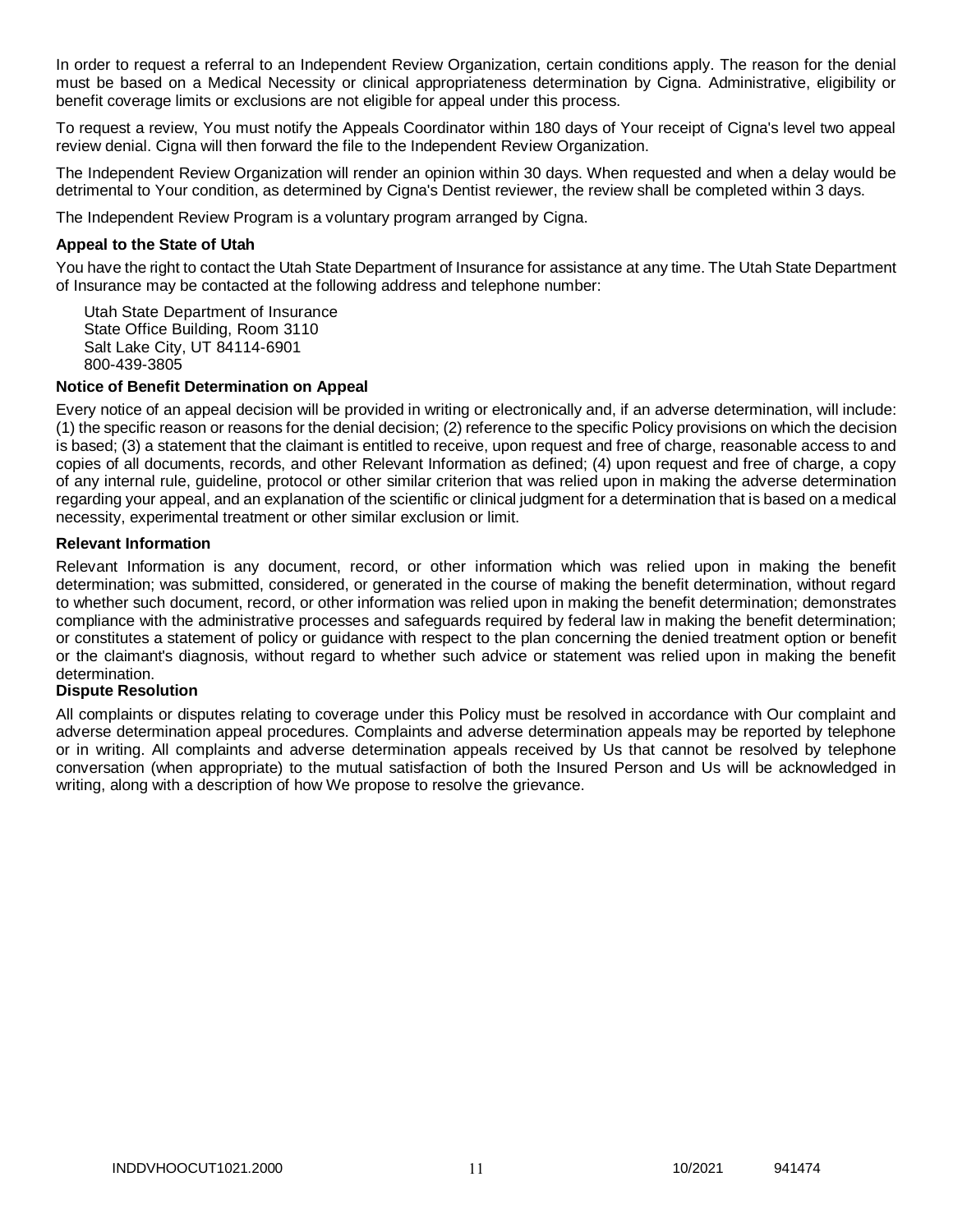In order to request a referral to an Independent Review Organization, certain conditions apply. The reason for the denial must be based on a Medical Necessity or clinical appropriateness determination by Cigna. Administrative, eligibility or benefit coverage limits or exclusions are not eligible for appeal under this process.

To request a review, You must notify the Appeals Coordinator within 180 days of Your receipt of Cigna's level two appeal review denial. Cigna will then forward the file to the Independent Review Organization.

The Independent Review Organization will render an opinion within 30 days. When requested and when a delay would be detrimental to Your condition, as determined by Cigna's Dentist reviewer, the review shall be completed within 3 days.

The Independent Review Program is a voluntary program arranged by Cigna.

**Appeal to the State of Utah**

You have the right to contact the Utah State Department of Insurance for assistance at any time. The Utah State Department of Insurance may be contacted at the following address and telephone number:

Utah State Department of Insurance
State Office Building, Room 3110
Salt Lake City, UT 84114-6901
800-439-3805

**Notice of Benefit Determination on Appeal**

Every notice of an appeal decision will be provided in writing or electronically and, if an adverse determination, will include: (1) the specific reason or reasons for the denial decision; (2) reference to the specific Policy provisions on which the decision is based; (3) a statement that the claimant is entitled to receive, upon request and free of charge, reasonable access to and copies of all documents, records, and other Relevant Information as defined; (4) upon request and free of charge, a copy of any internal rule, guideline, protocol or other similar criterion that was relied upon in making the adverse determination regarding your appeal, and an explanation of the scientific or clinical judgment for a determination that is based on a medical necessity, experimental treatment or other similar exclusion or limit.

**Relevant Information**

Relevant Information is any document, record, or other information which was relied upon in making the benefit determination; was submitted, considered, or generated in the course of making the benefit determination, without regard to whether such document, record, or other information was relied upon in making the benefit determination; demonstrates compliance with the administrative processes and safeguards required by federal law in making the benefit determination; or constitutes a statement of policy or guidance with respect to the plan concerning the denied treatment option or benefit or the claimant's diagnosis, without regard to whether such advice or statement was relied upon in making the benefit determination.

**Dispute Resolution**

All complaints or disputes relating to coverage under this Policy must be resolved in accordance with Our complaint and adverse determination appeal procedures. Complaints and adverse determination appeals may be reported by telephone or in writing. All complaints and adverse determination appeals received by Us that cannot be resolved by telephone conversation (when appropriate) to the mutual satisfaction of both the Insured Person and Us will be acknowledged in writing, along with a description of how We propose to resolve the grievance.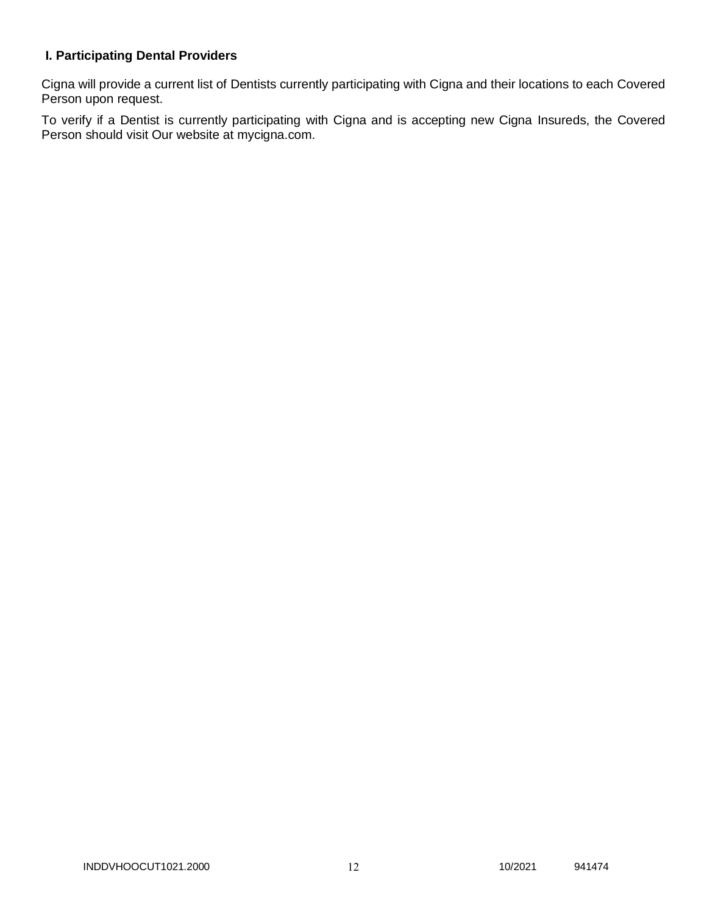### I. Participating Dental Providers

Cigna will provide a current list of Dentists currently participating with Cigna and their locations to each Covered Person upon request.

To verify if a Dentist is currently participating with Cigna and is accepting new Cigna Insureds, the Covered Person should visit Our website at mycigna.com.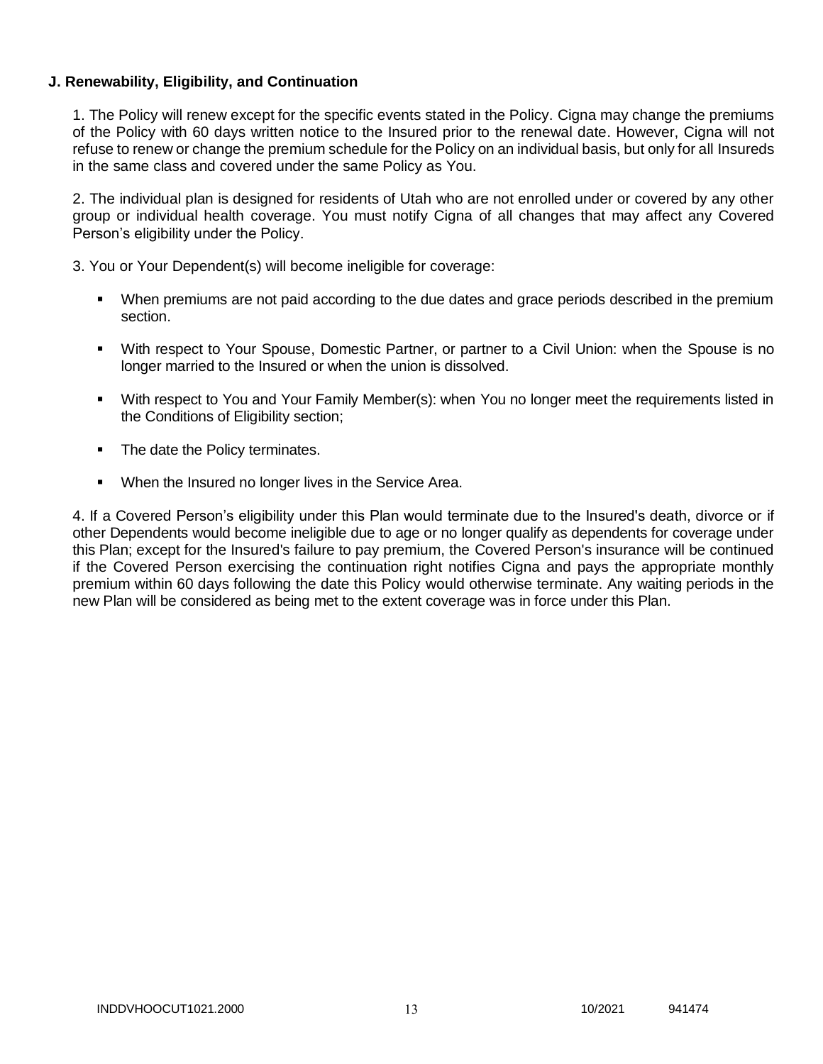### J. Renewability, Eligibility, and Continuation

1. The Policy will renew except for the specific events stated in the Policy. Cigna may change the premiums of the Policy with 60 days written notice to the Insured prior to the renewal date. However, Cigna will not refuse to renew or change the premium schedule for the Policy on an individual basis, but only for all Insureds in the same class and covered under the same Policy as You.

2. The individual plan is designed for residents of Utah who are not enrolled under or covered by any other group or individual health coverage. You must notify Cigna of all changes that may affect any Covered Person's eligibility under the Policy.

3. You or Your Dependent(s) will become ineligible for coverage:

- When premiums are not paid according to the due dates and grace periods described in the premium section.
- With respect to Your Spouse, Domestic Partner, or partner to a Civil Union: when the Spouse is no longer married to the Insured or when the union is dissolved.
- With respect to You and Your Family Member(s): when You no longer meet the requirements listed in the Conditions of Eligibility section;
- The date the Policy terminates.
- When the Insured no longer lives in the Service Area.

4. If a Covered Person's eligibility under this Plan would terminate due to the Insured's death, divorce or if other Dependents would become ineligible due to age or no longer qualify as dependents for coverage under this Plan; except for the Insured's failure to pay premium, the Covered Person's insurance will be continued if the Covered Person exercising the continuation right notifies Cigna and pays the appropriate monthly premium within 60 days following the date this Policy would otherwise terminate. Any waiting periods in the new Plan will be considered as being met to the extent coverage was in force under this Plan.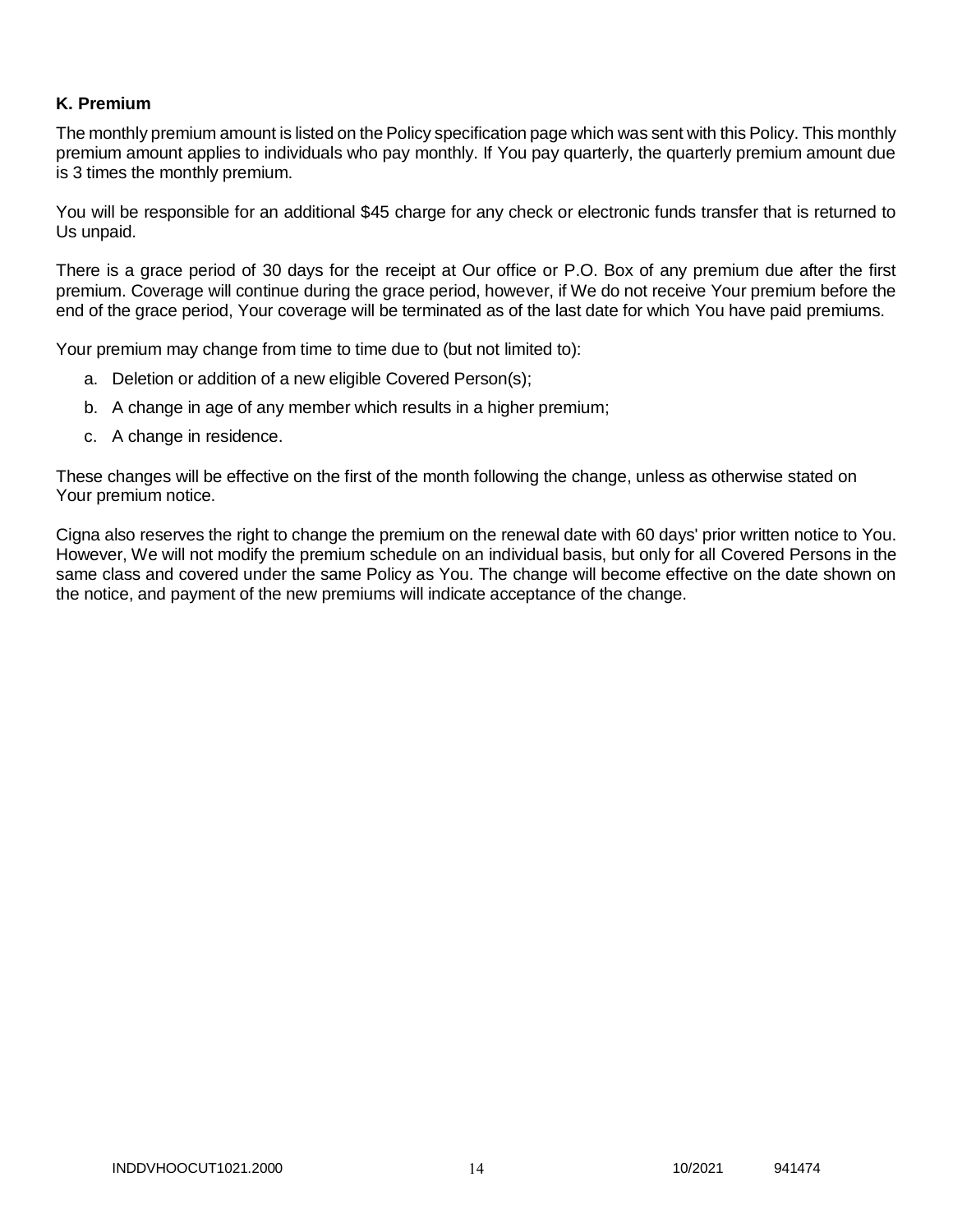### K. Premium

The monthly premium amount is listed on the Policy specification page which was sent with this Policy. This monthly premium amount applies to individuals who pay monthly. If You pay quarterly, the quarterly premium amount due is 3 times the monthly premium.

You will be responsible for an additional $45 charge for any check or electronic funds transfer that is returned to Us unpaid.

There is a grace period of 30 days for the receipt at Our office or P.O. Box of any premium due after the first premium. Coverage will continue during the grace period, however, if We do not receive Your premium before the end of the grace period, Your coverage will be terminated as of the last date for which You have paid premiums.

Your premium may change from time to time due to (but not limited to):

a. Deletion or addition of a new eligible Covered Person(s);
b. A change in age of any member which results in a higher premium;
c. A change in residence.

These changes will be effective on the first of the month following the change, unless as otherwise stated on Your premium notice.

Cigna also reserves the right to change the premium on the renewal date with 60 days' prior written notice to You. However, We will not modify the premium schedule on an individual basis, but only for all Covered Persons in the same class and covered under the same Policy as You. The change will become effective on the date shown on the notice, and payment of the new premiums will indicate acceptance of the change.